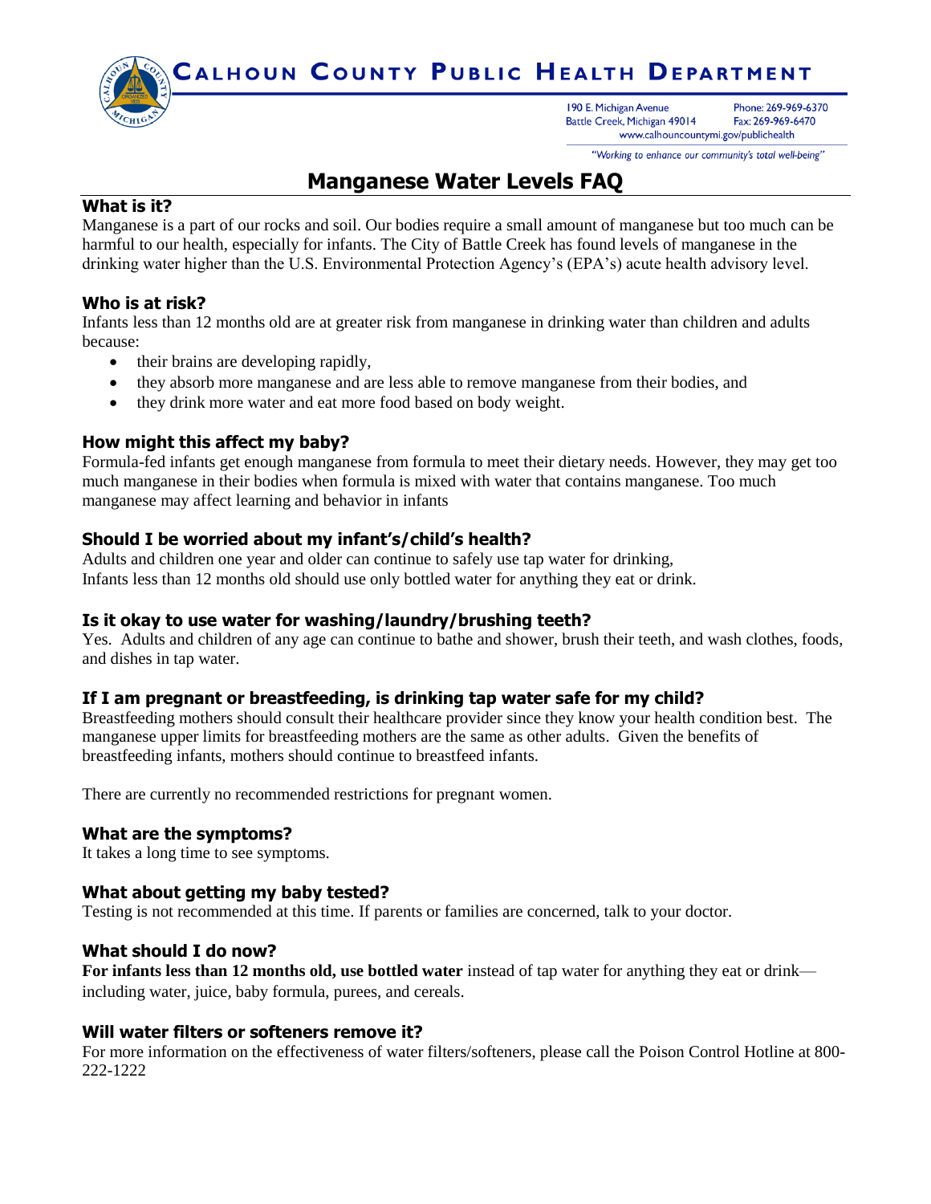# CALHOUN COUNTY PUBLIC HEALTH DEPARTMENT

190 E. Michigan Avenue
Battle Creek, Michigan 49014
Phone: 269-969-6370
Fax: 269-969-6470
www.calhouncountymi.gov/publichealth

*"Working to enhance our community's total well-being"*

# Manganese Water Levels FAQ

## What is it?

Manganese is a part of our rocks and soil. Our bodies require a small amount of manganese but too much can be harmful to our health, especially for infants. The City of Battle Creek has found levels of manganese in the drinking water higher than the U.S. Environmental Protection Agency's (EPA's) acute health advisory level.

## Who is at risk?

Infants less than 12 months old are at greater risk from manganese in drinking water than children and adults because:

- their brains are developing rapidly,
- they absorb more manganese and are less able to remove manganese from their bodies, and
- they drink more water and eat more food based on body weight.

## How might this affect my baby?

Formula-fed infants get enough manganese from formula to meet their dietary needs. However, they may get too much manganese in their bodies when formula is mixed with water that contains manganese. Too much manganese may affect learning and behavior in infants

## Should I be worried about my infant's/child's health?

Adults and children one year and older can continue to safely use tap water for drinking,
Infants less than 12 months old should use only bottled water for anything they eat or drink.

## Is it okay to use water for washing/laundry/brushing teeth?

Yes. Adults and children of any age can continue to bathe and shower, brush their teeth, and wash clothes, foods, and dishes in tap water.

## If I am pregnant or breastfeeding, is drinking tap water safe for my child?

Breastfeeding mothers should consult their healthcare provider since they know your health condition best. The manganese upper limits for breastfeeding mothers are the same as other adults. Given the benefits of breastfeeding infants, mothers should continue to breastfeed infants.

There are currently no recommended restrictions for pregnant women.

## What are the symptoms?

It takes a long time to see symptoms.

## What about getting my baby tested?

Testing is not recommended at this time. If parents or families are concerned, talk to your doctor.

## What should I do now?

**For infants less than 12 months old, use bottled water** instead of tap water for anything they eat or drink—including water, juice, baby formula, purees, and cereals.

## Will water filters or softeners remove it?

For more information on the effectiveness of water filters/softeners, please call the Poison Control Hotline at 800-222-1222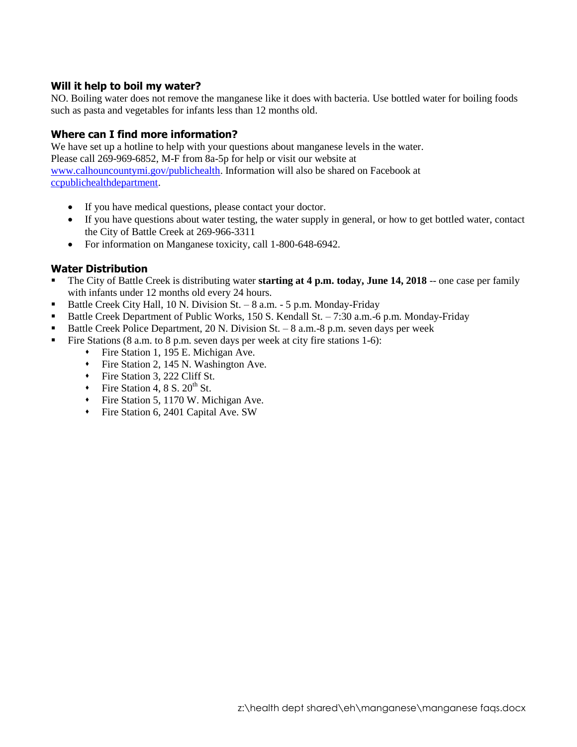### Will it help to boil my water?

NO. Boiling water does not remove the manganese like it does with bacteria. Use bottled water for boiling foods such as pasta and vegetables for infants less than 12 months old.

### Where can I find more information?

We have set up a hotline to help with your questions about manganese levels in the water. Please call 269-969-6852, M-F from 8a-5p for help or visit our website at [www.calhouncountymi.gov/publichealth](http://www.calhouncountymi.gov/publichealth). Information will also be shared on Facebook at [ccpublichealthdepartment](ccpublichealthdepartment).

- If you have medical questions, please contact your doctor.
- If you have questions about water testing, the water supply in general, or how to get bottled water, contact the City of Battle Creek at 269-966-3311
- For information on Manganese toxicity, call 1-800-648-6942.

### Water Distribution

- The City of Battle Creek is distributing water **starting at 4 p.m. today, June 14, 2018** -- one case per family with infants under 12 months old every 24 hours.
- Battle Creek City Hall, 10 N. Division St. – 8 a.m. - 5 p.m. Monday-Friday
- Battle Creek Department of Public Works, 150 S. Kendall St. – 7:30 a.m.-6 p.m. Monday-Friday
- Battle Creek Police Department, 20 N. Division St. – 8 a.m.-8 p.m. seven days per week
- Fire Stations (8 a.m. to 8 p.m. seven days per week at city fire stations 1-6):
  - Fire Station 1, 195 E. Michigan Ave.
  - Fire Station 2, 145 N. Washington Ave.
  - Fire Station 3, 222 Cliff St.
  - Fire Station 4, 8 S. 20th St.
  - Fire Station 5, 1170 W. Michigan Ave.
  - Fire Station 6, 2401 Capital Ave. SW

z:\health dept shared\eh\manganese\manganese faqs.docx